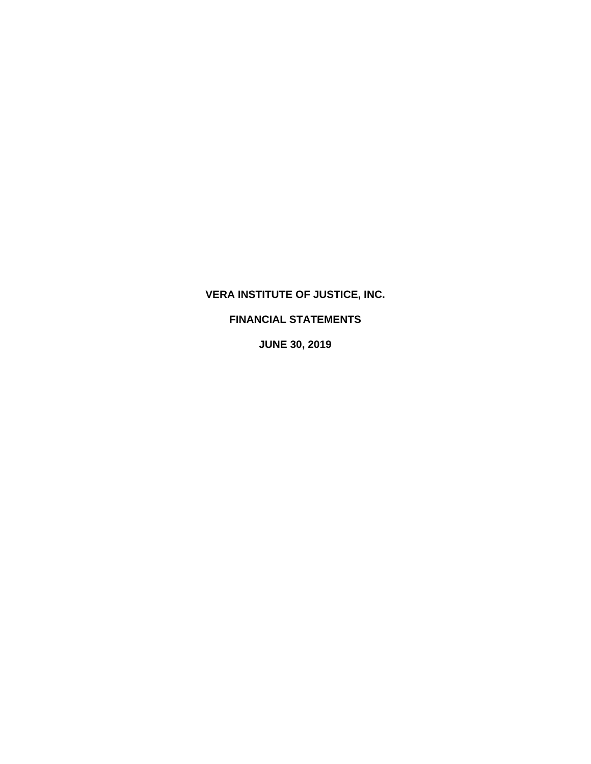# VERA INSTITUTE OF JUSTICE, INC.

## FINANCIAL STATEMENTS

## JUNE 30, 2019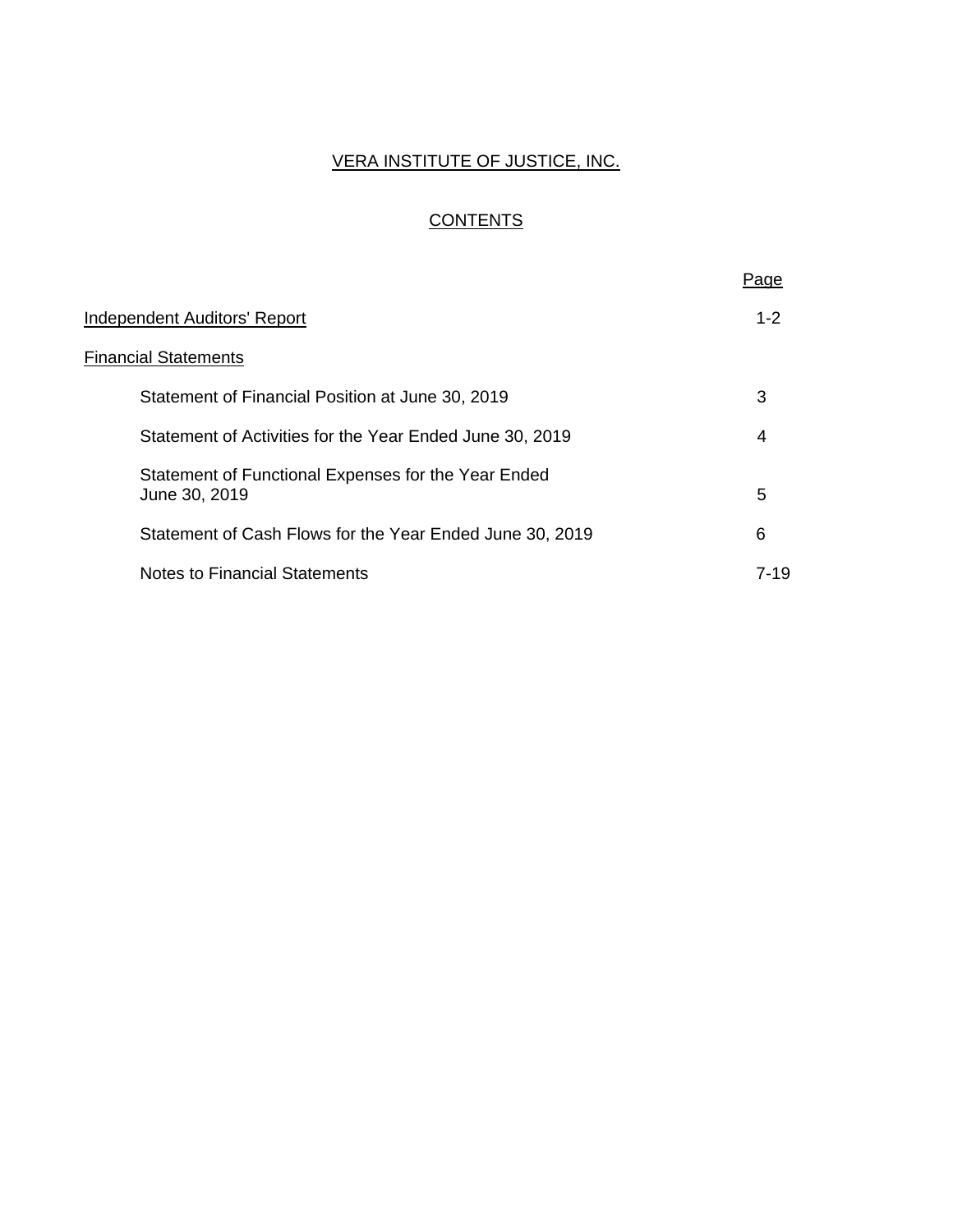# VERA INSTITUTE OF JUSTICE, INC.

## CONTENTS

| | Page |
|---|---|
| Independent Auditors' Report | 1-2 |
| Financial Statements | |
| Statement of Financial Position at June 30, 2019 | 3 |
| Statement of Activities for the Year Ended June 30, 2019 | 4 |
| Statement of Functional Expenses for the Year Ended June 30, 2019 | 5 |
| Statement of Cash Flows for the Year Ended June 30, 2019 | 6 |
| Notes to Financial Statements | 7-19 |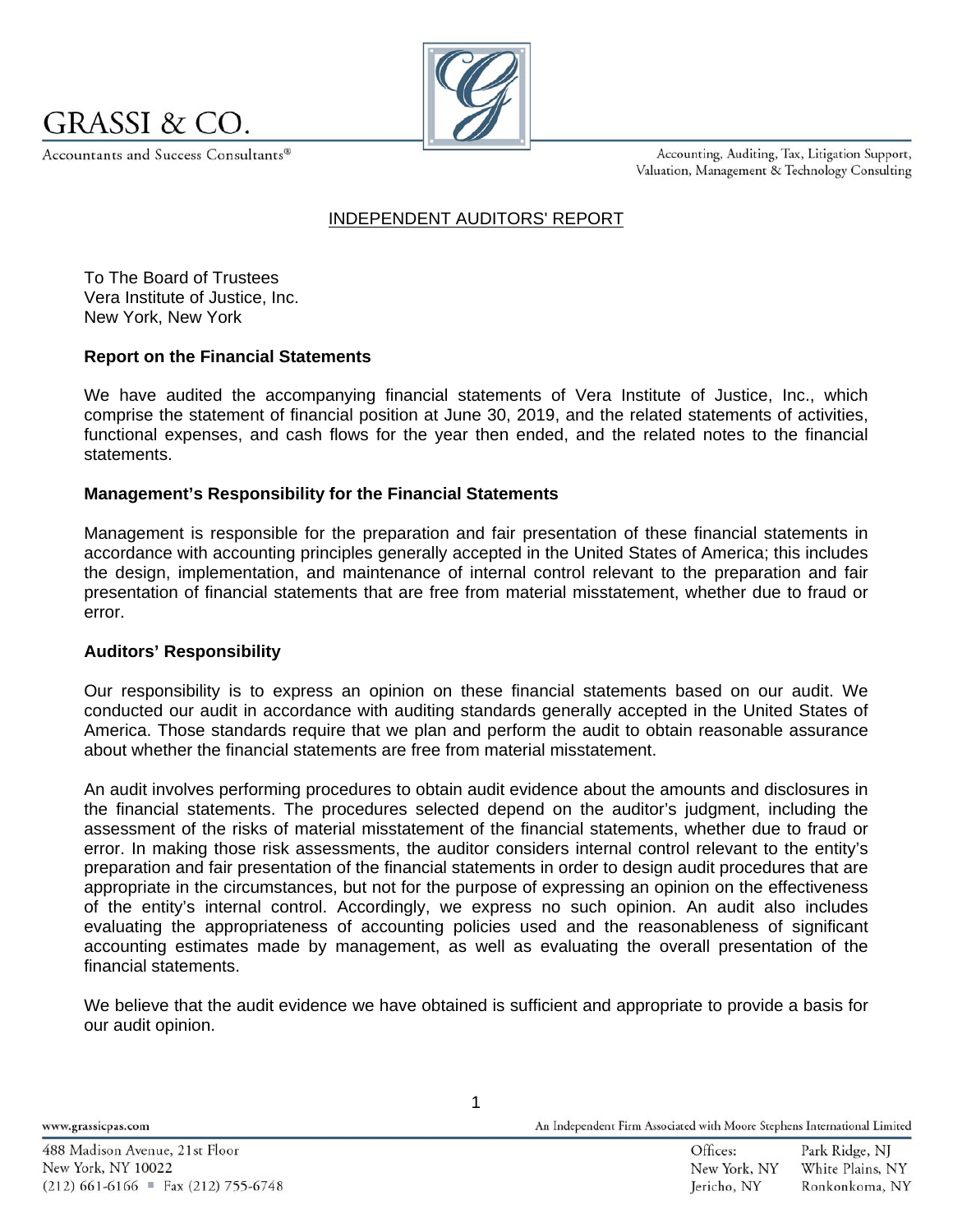GRASSI & CO.

Accountants and Success Consultants®

Accounting, Auditing, Tax, Litigation Support, Valuation, Management & Technology Consulting

## INDEPENDENT AUDITORS' REPORT

To The Board of Trustees
Vera Institute of Justice, Inc.
New York, New York

**Report on the Financial Statements**

We have audited the accompanying financial statements of Vera Institute of Justice, Inc., which comprise the statement of financial position at June 30, 2019, and the related statements of activities, functional expenses, and cash flows for the year then ended, and the related notes to the financial statements.

**Management's Responsibility for the Financial Statements**

Management is responsible for the preparation and fair presentation of these financial statements in accordance with accounting principles generally accepted in the United States of America; this includes the design, implementation, and maintenance of internal control relevant to the preparation and fair presentation of financial statements that are free from material misstatement, whether due to fraud or error.

**Auditors' Responsibility**

Our responsibility is to express an opinion on these financial statements based on our audit. We conducted our audit in accordance with auditing standards generally accepted in the United States of America. Those standards require that we plan and perform the audit to obtain reasonable assurance about whether the financial statements are free from material misstatement.

An audit involves performing procedures to obtain audit evidence about the amounts and disclosures in the financial statements. The procedures selected depend on the auditor's judgment, including the assessment of the risks of material misstatement of the financial statements, whether due to fraud or error. In making those risk assessments, the auditor considers internal control relevant to the entity's preparation and fair presentation of the financial statements in order to design audit procedures that are appropriate in the circumstances, but not for the purpose of expressing an opinion on the effectiveness of the entity's internal control. Accordingly, we express no such opinion. An audit also includes evaluating the appropriateness of accounting policies used and the reasonableness of significant accounting estimates made by management, as well as evaluating the overall presentation of the financial statements.

We believe that the audit evidence we have obtained is sufficient and appropriate to provide a basis for our audit opinion.

www.grassicpas.com

An Independent Firm Associated with Moore Stephens International Limited

488 Madison Avenue, 21st Floor
New York, NY 10022
(212) 661-6166 ■ Fax (212) 755-6748

Offices: New York, NY · Jericho, NY · Park Ridge, NJ · White Plains, NY · Ronkonkoma, NY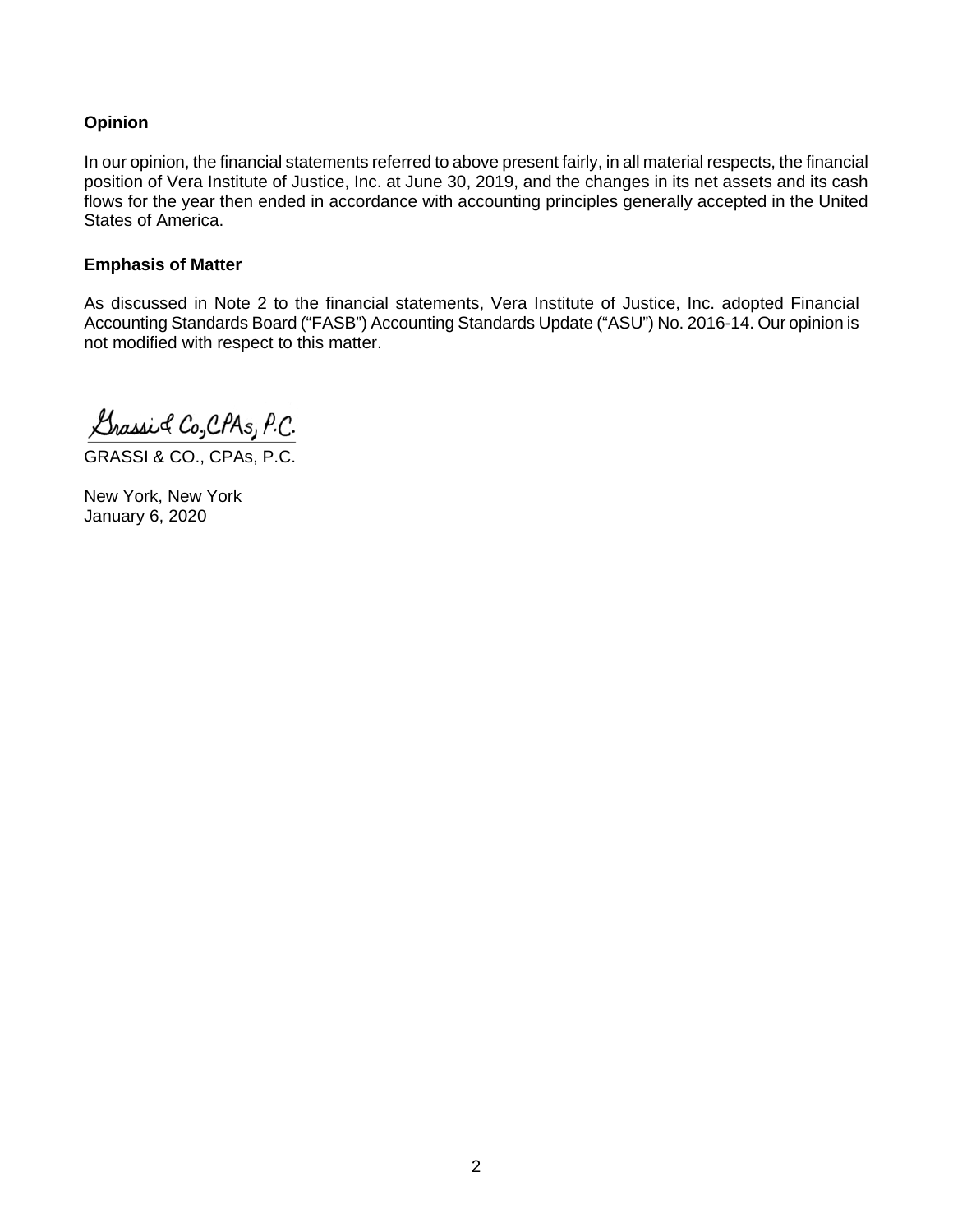## Opinion

In our opinion, the financial statements referred to above present fairly, in all material respects, the financial position of Vera Institute of Justice, Inc. at June 30, 2019, and the changes in its net assets and its cash flows for the year then ended in accordance with accounting principles generally accepted in the United States of America.

## Emphasis of Matter

As discussed in Note 2 to the financial statements, Vera Institute of Justice, Inc. adopted Financial Accounting Standards Board ("FASB") Accounting Standards Update ("ASU") No. 2016-14. Our opinion is not modified with respect to this matter.

Grassi & Co., CPAs, P.C.

GRASSI & CO., CPAs, P.C.

New York, New York
January 6, 2020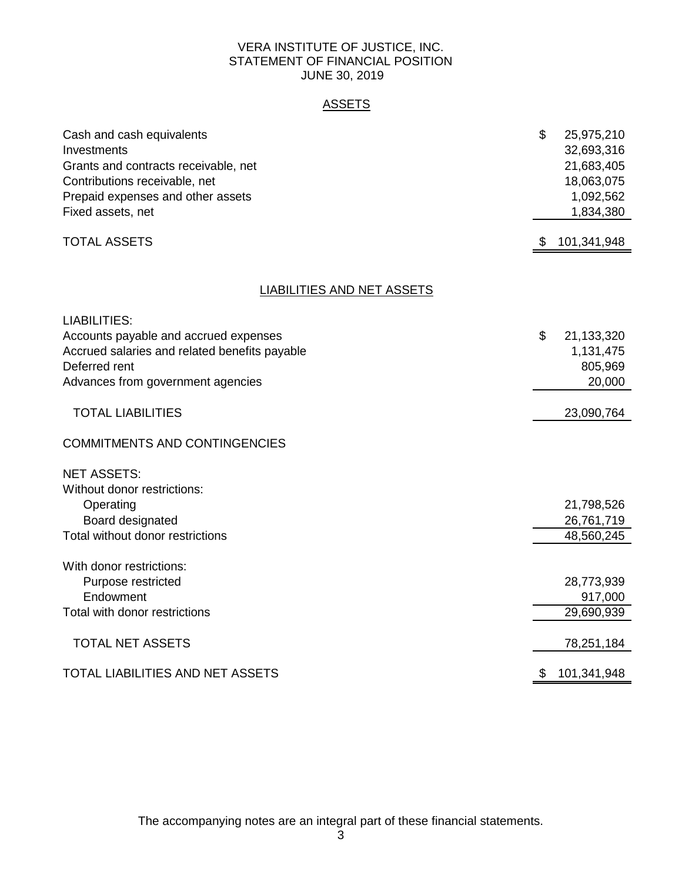# VERA INSTITUTE OF JUSTICE, INC.
## STATEMENT OF FINANCIAL POSITION
### JUNE 30, 2019

## ASSETS

| | |
|---|---|
| Cash and cash equivalents | $ 25,975,210 |
| Investments | 32,693,316 |
| Grants and contracts receivable, net | 21,683,405 |
| Contributions receivable, net | 18,063,075 |
| Prepaid expenses and other assets | 1,092,562 |
| Fixed assets, net | 1,834,380 |
| TOTAL ASSETS | $ 101,341,948 |

## LIABILITIES AND NET ASSETS

| | |
|---|---|
| LIABILITIES: | |
| Accounts payable and accrued expenses | $ 21,133,320 |
| Accrued salaries and related benefits payable | 1,131,475 |
| Deferred rent | 805,969 |
| Advances from government agencies | 20,000 |
| TOTAL LIABILITIES | 23,090,764 |
| COMMITMENTS AND CONTINGENCIES | |
| NET ASSETS: | |
| Without donor restrictions: | |
| Operating | 21,798,526 |
| Board designated | 26,761,719 |
| Total without donor restrictions | 48,560,245 |
| With donor restrictions: | |
| Purpose restricted | 28,773,939 |
| Endowment | 917,000 |
| Total with donor restrictions | 29,690,939 |
| TOTAL NET ASSETS | 78,251,184 |
| TOTAL LIABILITIES AND NET ASSETS | $ 101,341,948 |

The accompanying notes are an integral part of these financial statements.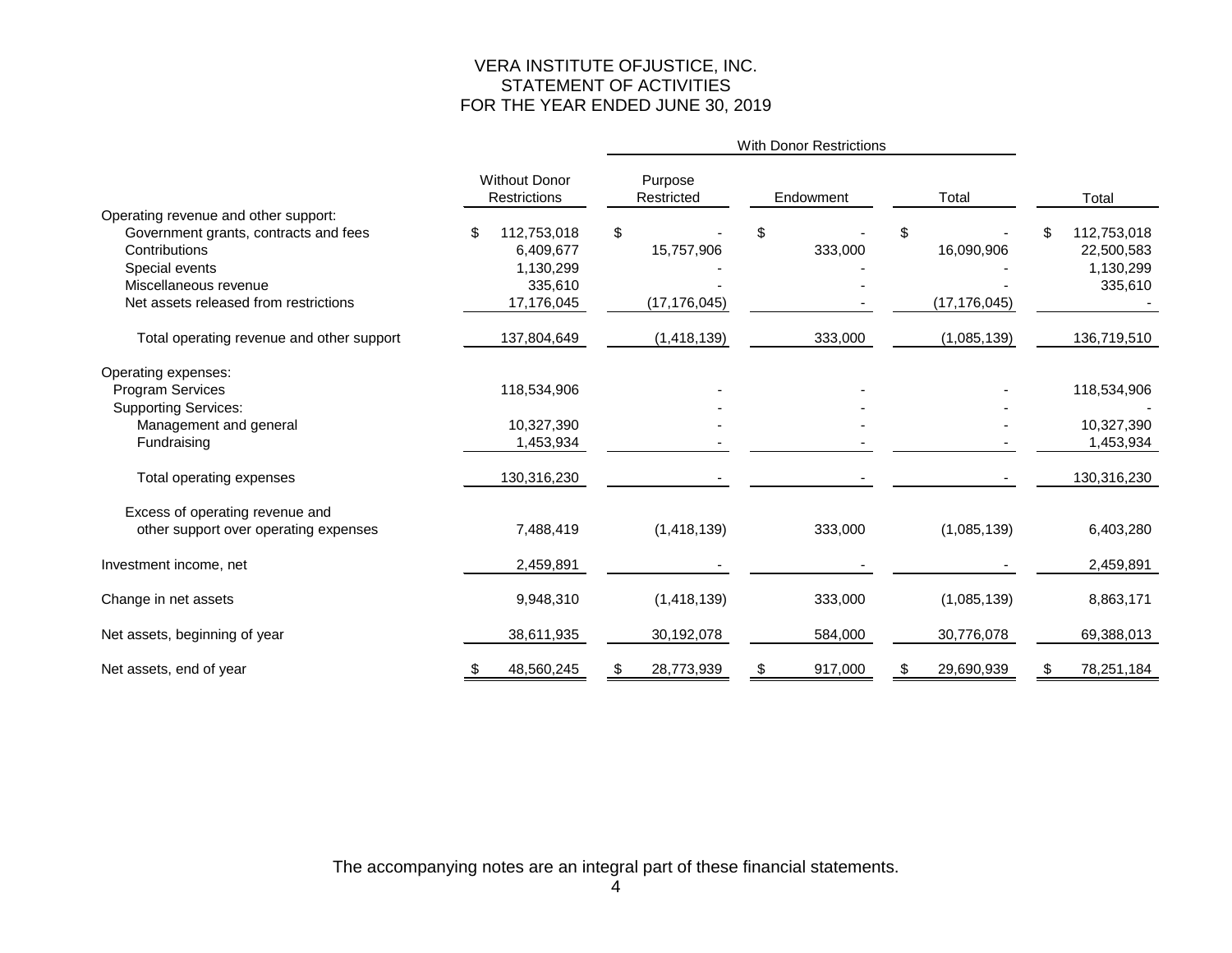# VERA INSTITUTE OFJUSTICE, INC.
## STATEMENT OF ACTIVITIES
## FOR THE YEAR ENDED JUNE 30, 2019

| | Without Donor Restrictions | With Donor Restrictions | | | Total |
|---|---|---|---|---|---|
| | | Purpose Restricted | Endowment | Total | |
| Operating revenue and other support: | | | | | |
| Government grants, contracts and fees | $ 112,753,018 | $ - | $ - | $ - | $ 112,753,018 |
| Contributions | 6,409,677 | 15,757,906 | 333,000 | 16,090,906 | 22,500,583 |
| Special events | 1,130,299 | - | - | - | 1,130,299 |
| Miscellaneous revenue | 335,610 | - | - | - | 335,610 |
| Net assets released from restrictions | 17,176,045 | (17,176,045) | - | (17,176,045) | - |
| Total operating revenue and other support | 137,804,649 | (1,418,139) | 333,000 | (1,085,139) | 136,719,510 |
| Operating expenses: | | | | | |
| Program Services | 118,534,906 | - | - | - | 118,534,906 |
| Supporting Services: | | - | - | - | - |
| Management and general | 10,327,390 | - | - | - | 10,327,390 |
| Fundraising | 1,453,934 | - | - | - | 1,453,934 |
| Total operating expenses | 130,316,230 | - | - | - | 130,316,230 |
| Excess of operating revenue and other support over operating expenses | 7,488,419 | (1,418,139) | 333,000 | (1,085,139) | 6,403,280 |
| Investment income, net | 2,459,891 | - | - | - | 2,459,891 |
| Change in net assets | 9,948,310 | (1,418,139) | 333,000 | (1,085,139) | 8,863,171 |
| Net assets, beginning of year | 38,611,935 | 30,192,078 | 584,000 | 30,776,078 | 69,388,013 |
| Net assets, end of year | $ 48,560,245 | $ 28,773,939 | $ 917,000 | $ 29,690,939 | $ 78,251,184 |

The accompanying notes are an integral part of these financial statements.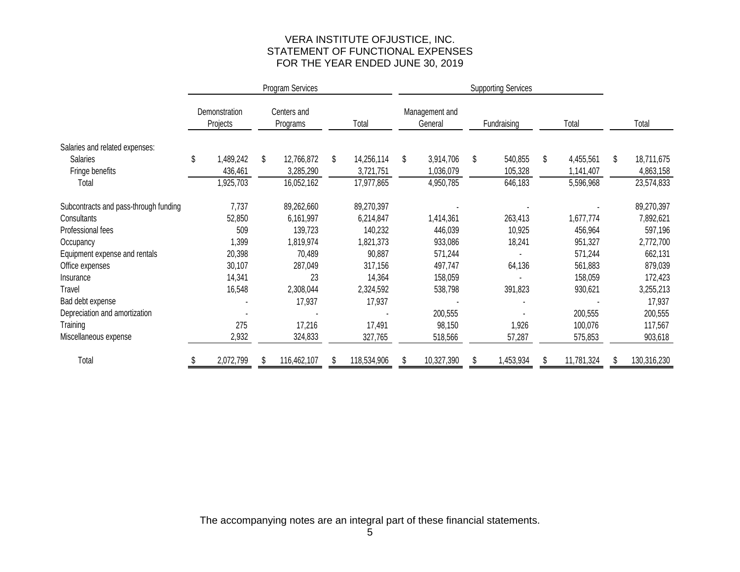# VERA INSTITUTE OFJUSTICE, INC.
## STATEMENT OF FUNCTIONAL EXPENSES
## FOR THE YEAR ENDED JUNE 30, 2019

| | Program Services | | | Supporting Services | | | |
|---|---|---|---|---|---|---|---|
| | Demonstration Projects | Centers and Programs | Total | Management and General | Fundraising | Total | Total |
| Salaries and related expenses: | | | | | | | |
| Salaries | $ 1,489,242 | $ 12,766,872 | $ 14,256,114 | $ 3,914,706 | $ 540,855 | $ 4,455,561 | $ 18,711,675 |
| Fringe benefits | 436,461 | 3,285,290 | 3,721,751 | 1,036,079 | 105,328 | 1,141,407 | 4,863,158 |
| Total | 1,925,703 | 16,052,162 | 17,977,865 | 4,950,785 | 646,183 | 5,596,968 | 23,574,833 |
| Subcontracts and pass-through funding | 7,737 | 89,262,660 | 89,270,397 | - | - | - | 89,270,397 |
| Consultants | 52,850 | 6,161,997 | 6,214,847 | 1,414,361 | 263,413 | 1,677,774 | 7,892,621 |
| Professional fees | 509 | 139,723 | 140,232 | 446,039 | 10,925 | 456,964 | 597,196 |
| Occupancy | 1,399 | 1,819,974 | 1,821,373 | 933,086 | 18,241 | 951,327 | 2,772,700 |
| Equipment expense and rentals | 20,398 | 70,489 | 90,887 | 571,244 | - | 571,244 | 662,131 |
| Office expenses | 30,107 | 287,049 | 317,156 | 497,747 | 64,136 | 561,883 | 879,039 |
| Insurance | 14,341 | 23 | 14,364 | 158,059 | - | 158,059 | 172,423 |
| Travel | 16,548 | 2,308,044 | 2,324,592 | 538,798 | 391,823 | 930,621 | 3,255,213 |
| Bad debt expense | - | 17,937 | 17,937 | - | - | - | 17,937 |
| Depreciation and amortization | - | - | - | 200,555 | - | 200,555 | 200,555 |
| Training | 275 | 17,216 | 17,491 | 98,150 | 1,926 | 100,076 | 117,567 |
| Miscellaneous expense | 2,932 | 324,833 | 327,765 | 518,566 | 57,287 | 575,853 | 903,618 |
| Total | $ 2,072,799 | $ 116,462,107 | $ 118,534,906 | $ 10,327,390 | $ 1,453,934 | $ 11,781,324 | $ 130,316,230 |

The accompanying notes are an integral part of these financial statements.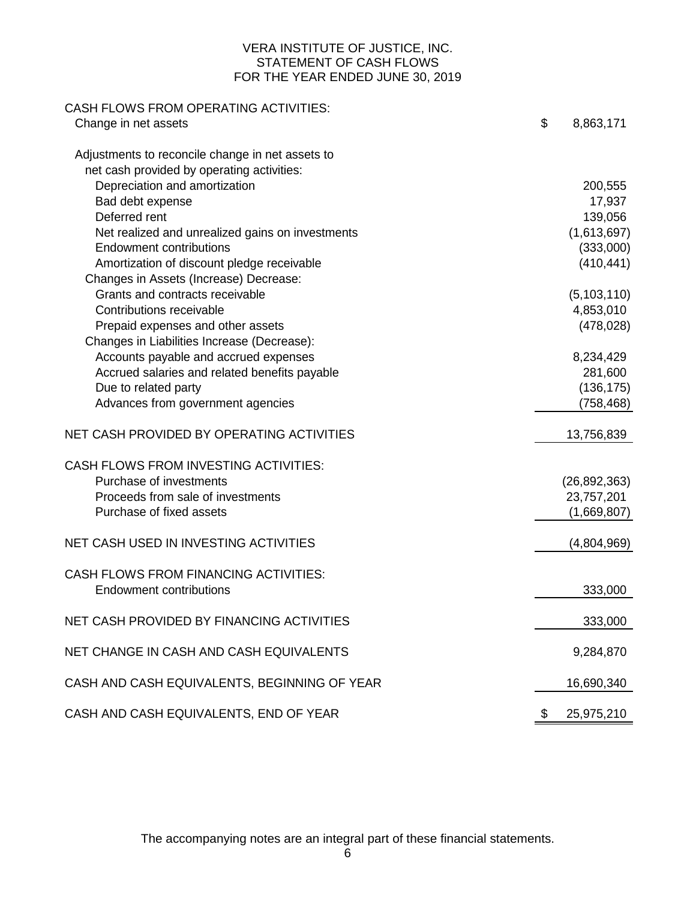VERA INSTITUTE OF JUSTICE, INC.
STATEMENT OF CASH FLOWS
FOR THE YEAR ENDED JUNE 30, 2019

| | |
|---|---|
| **CASH FLOWS FROM OPERATING ACTIVITIES:** | |
| Change in net assets | $ 8,863,171 |
| Adjustments to reconcile change in net assets to net cash provided by operating activities: | |
| Depreciation and amortization | 200,555 |
| Bad debt expense | 17,937 |
| Deferred rent | 139,056 |
| Net realized and unrealized gains on investments | (1,613,697) |
| Endowment contributions | (333,000) |
| Amortization of discount pledge receivable | (410,441) |
| Changes in Assets (Increase) Decrease: | |
| Grants and contracts receivable | (5,103,110) |
| Contributions receivable | 4,853,010 |
| Prepaid expenses and other assets | (478,028) |
| Changes in Liabilities Increase (Decrease): | |
| Accounts payable and accrued expenses | 8,234,429 |
| Accrued salaries and related benefits payable | 281,600 |
| Due to related party | (136,175) |
| Advances from government agencies | (758,468) |
| **NET CASH PROVIDED BY OPERATING ACTIVITIES** | 13,756,839 |
| **CASH FLOWS FROM INVESTING ACTIVITIES:** | |
| Purchase of investments | (26,892,363) |
| Proceeds from sale of investments | 23,757,201 |
| Purchase of fixed assets | (1,669,807) |
| **NET CASH USED IN INVESTING ACTIVITIES** | (4,804,969) |
| **CASH FLOWS FROM FINANCING ACTIVITIES:** | |
| Endowment contributions | 333,000 |
| **NET CASH PROVIDED BY FINANCING ACTIVITIES** | 333,000 |
| **NET CHANGE IN CASH AND CASH EQUIVALENTS** | 9,284,870 |
| **CASH AND CASH EQUIVALENTS, BEGINNING OF YEAR** | 16,690,340 |
| **CASH AND CASH EQUIVALENTS, END OF YEAR** | $ 25,975,210 |

The accompanying notes are an integral part of these financial statements.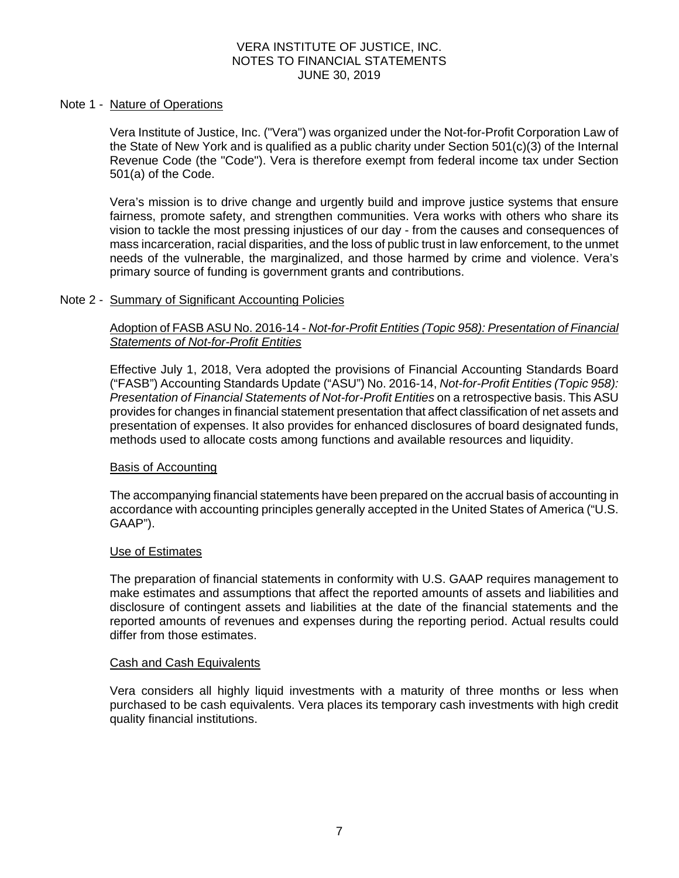VERA INSTITUTE OF JUSTICE, INC.
NOTES TO FINANCIAL STATEMENTS
JUNE 30, 2019

## Note 1 - Nature of Operations

Vera Institute of Justice, Inc. ("Vera") was organized under the Not-for-Profit Corporation Law of the State of New York and is qualified as a public charity under Section 501(c)(3) of the Internal Revenue Code (the "Code"). Vera is therefore exempt from federal income tax under Section 501(a) of the Code.

Vera's mission is to drive change and urgently build and improve justice systems that ensure fairness, promote safety, and strengthen communities. Vera works with others who share its vision to tackle the most pressing injustices of our day - from the causes and consequences of mass incarceration, racial disparities, and the loss of public trust in law enforcement, to the unmet needs of the vulnerable, the marginalized, and those harmed by crime and violence. Vera's primary source of funding is government grants and contributions.

## Note 2 - Summary of Significant Accounting Policies

### Adoption of FASB ASU No. 2016-14 - *Not-for-Profit Entities (Topic 958): Presentation of Financial Statements of Not-for-Profit Entities*

Effective July 1, 2018, Vera adopted the provisions of Financial Accounting Standards Board ("FASB") Accounting Standards Update ("ASU") No. 2016-14, *Not-for-Profit Entities (Topic 958): Presentation of Financial Statements of Not-for-Profit Entities* on a retrospective basis. This ASU provides for changes in financial statement presentation that affect classification of net assets and presentation of expenses. It also provides for enhanced disclosures of board designated funds, methods used to allocate costs among functions and available resources and liquidity.

### Basis of Accounting

The accompanying financial statements have been prepared on the accrual basis of accounting in accordance with accounting principles generally accepted in the United States of America ("U.S. GAAP").

### Use of Estimates

The preparation of financial statements in conformity with U.S. GAAP requires management to make estimates and assumptions that affect the reported amounts of assets and liabilities and disclosure of contingent assets and liabilities at the date of the financial statements and the reported amounts of revenues and expenses during the reporting period. Actual results could differ from those estimates.

### Cash and Cash Equivalents

Vera considers all highly liquid investments with a maturity of three months or less when purchased to be cash equivalents. Vera places its temporary cash investments with high credit quality financial institutions.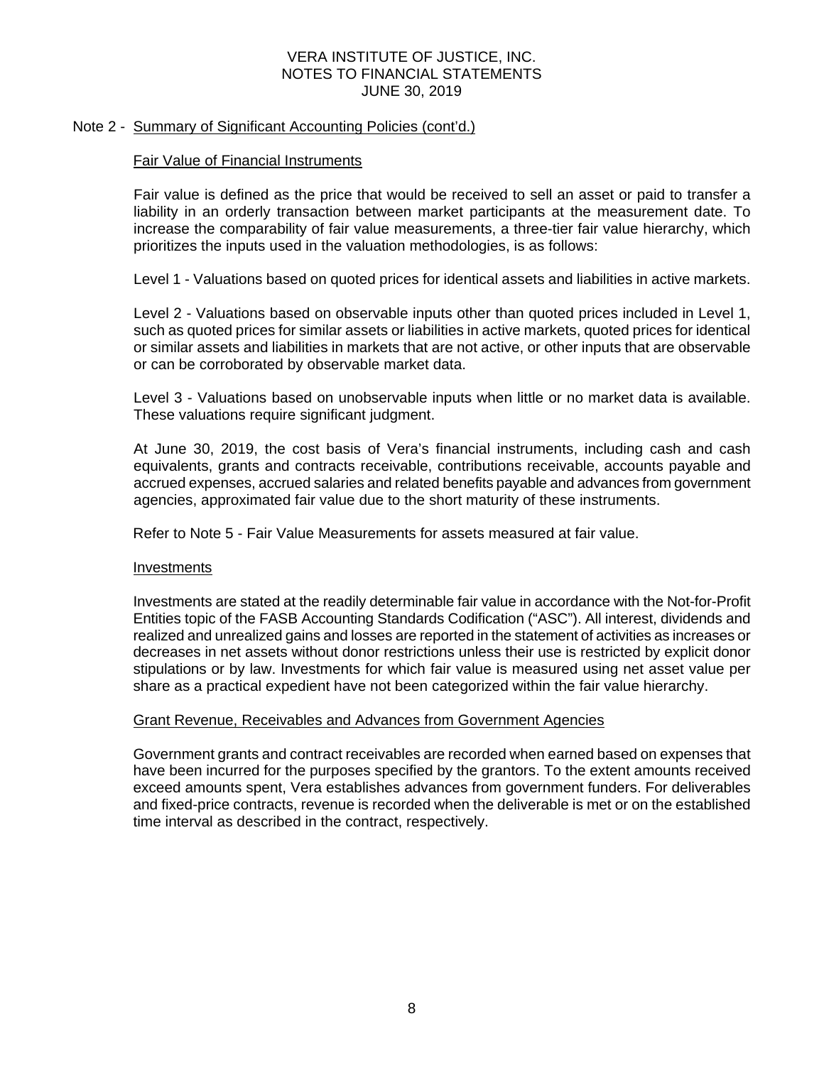VERA INSTITUTE OF JUSTICE, INC.
NOTES TO FINANCIAL STATEMENTS
JUNE 30, 2019

Note 2 - Summary of Significant Accounting Policies (cont'd.)

Fair Value of Financial Instruments

Fair value is defined as the price that would be received to sell an asset or paid to transfer a liability in an orderly transaction between market participants at the measurement date. To increase the comparability of fair value measurements, a three-tier fair value hierarchy, which prioritizes the inputs used in the valuation methodologies, is as follows:

Level 1 - Valuations based on quoted prices for identical assets and liabilities in active markets.

Level 2 - Valuations based on observable inputs other than quoted prices included in Level 1, such as quoted prices for similar assets or liabilities in active markets, quoted prices for identical or similar assets and liabilities in markets that are not active, or other inputs that are observable or can be corroborated by observable market data.

Level 3 - Valuations based on unobservable inputs when little or no market data is available. These valuations require significant judgment.

At June 30, 2019, the cost basis of Vera's financial instruments, including cash and cash equivalents, grants and contracts receivable, contributions receivable, accounts payable and accrued expenses, accrued salaries and related benefits payable and advances from government agencies, approximated fair value due to the short maturity of these instruments.

Refer to Note 5 - Fair Value Measurements for assets measured at fair value.

Investments

Investments are stated at the readily determinable fair value in accordance with the Not-for-Profit Entities topic of the FASB Accounting Standards Codification ("ASC"). All interest, dividends and realized and unrealized gains and losses are reported in the statement of activities as increases or decreases in net assets without donor restrictions unless their use is restricted by explicit donor stipulations or by law. Investments for which fair value is measured using net asset value per share as a practical expedient have not been categorized within the fair value hierarchy.

Grant Revenue, Receivables and Advances from Government Agencies

Government grants and contract receivables are recorded when earned based on expenses that have been incurred for the purposes specified by the grantors. To the extent amounts received exceed amounts spent, Vera establishes advances from government funders. For deliverables and fixed-price contracts, revenue is recorded when the deliverable is met or on the established time interval as described in the contract, respectively.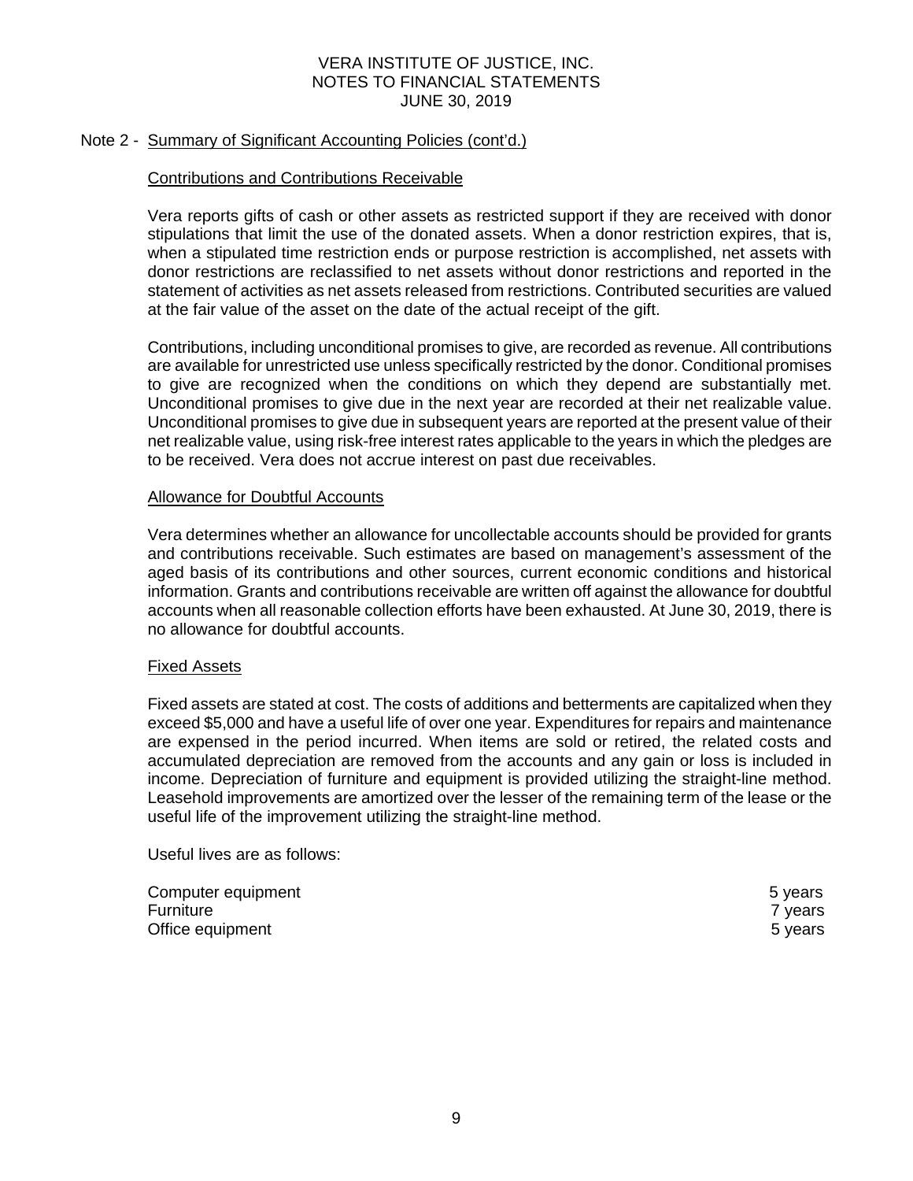VERA INSTITUTE OF JUSTICE, INC.
NOTES TO FINANCIAL STATEMENTS
JUNE 30, 2019

## Note 2 - Summary of Significant Accounting Policies (cont'd.)

### Contributions and Contributions Receivable

Vera reports gifts of cash or other assets as restricted support if they are received with donor stipulations that limit the use of the donated assets. When a donor restriction expires, that is, when a stipulated time restriction ends or purpose restriction is accomplished, net assets with donor restrictions are reclassified to net assets without donor restrictions and reported in the statement of activities as net assets released from restrictions. Contributed securities are valued at the fair value of the asset on the date of the actual receipt of the gift.

Contributions, including unconditional promises to give, are recorded as revenue. All contributions are available for unrestricted use unless specifically restricted by the donor. Conditional promises to give are recognized when the conditions on which they depend are substantially met. Unconditional promises to give due in the next year are recorded at their net realizable value. Unconditional promises to give due in subsequent years are reported at the present value of their net realizable value, using risk-free interest rates applicable to the years in which the pledges are to be received. Vera does not accrue interest on past due receivables.

### Allowance for Doubtful Accounts

Vera determines whether an allowance for uncollectable accounts should be provided for grants and contributions receivable. Such estimates are based on management's assessment of the aged basis of its contributions and other sources, current economic conditions and historical information. Grants and contributions receivable are written off against the allowance for doubtful accounts when all reasonable collection efforts have been exhausted. At June 30, 2019, there is no allowance for doubtful accounts.

### Fixed Assets

Fixed assets are stated at cost. The costs of additions and betterments are capitalized when they exceed $5,000 and have a useful life of over one year. Expenditures for repairs and maintenance are expensed in the period incurred. When items are sold or retired, the related costs and accumulated depreciation are removed from the accounts and any gain or loss is included in income. Depreciation of furniture and equipment is provided utilizing the straight-line method. Leasehold improvements are amortized over the lesser of the remaining term of the lease or the useful life of the improvement utilizing the straight-line method.

Useful lives are as follows:

| | |
|---|---|
| Computer equipment | 5 years |
| Furniture | 7 years |
| Office equipment | 5 years |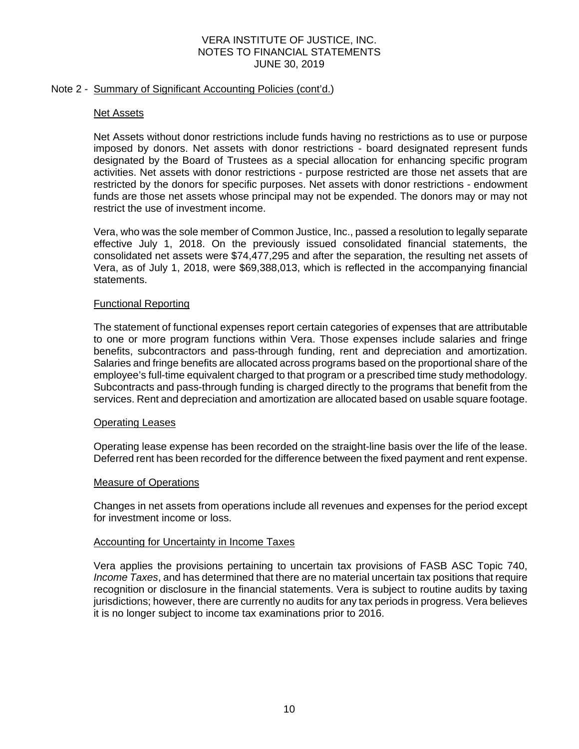VERA INSTITUTE OF JUSTICE, INC.
NOTES TO FINANCIAL STATEMENTS
JUNE 30, 2019

## Note 2 - Summary of Significant Accounting Policies (cont'd.)

### Net Assets

Net Assets without donor restrictions include funds having no restrictions as to use or purpose imposed by donors. Net assets with donor restrictions - board designated represent funds designated by the Board of Trustees as a special allocation for enhancing specific program activities. Net assets with donor restrictions - purpose restricted are those net assets that are restricted by the donors for specific purposes. Net assets with donor restrictions - endowment funds are those net assets whose principal may not be expended. The donors may or may not restrict the use of investment income.

Vera, who was the sole member of Common Justice, Inc., passed a resolution to legally separate effective July 1, 2018. On the previously issued consolidated financial statements, the consolidated net assets were $74,477,295 and after the separation, the resulting net assets of Vera, as of July 1, 2018, were $69,388,013, which is reflected in the accompanying financial statements.

### Functional Reporting

The statement of functional expenses report certain categories of expenses that are attributable to one or more program functions within Vera. Those expenses include salaries and fringe benefits, subcontractors and pass-through funding, rent and depreciation and amortization. Salaries and fringe benefits are allocated across programs based on the proportional share of the employee's full-time equivalent charged to that program or a prescribed time study methodology. Subcontracts and pass-through funding is charged directly to the programs that benefit from the services. Rent and depreciation and amortization are allocated based on usable square footage.

### Operating Leases

Operating lease expense has been recorded on the straight-line basis over the life of the lease. Deferred rent has been recorded for the difference between the fixed payment and rent expense.

### Measure of Operations

Changes in net assets from operations include all revenues and expenses for the period except for investment income or loss.

### Accounting for Uncertainty in Income Taxes

Vera applies the provisions pertaining to uncertain tax provisions of FASB ASC Topic 740, *Income Taxes*, and has determined that there are no material uncertain tax positions that require recognition or disclosure in the financial statements. Vera is subject to routine audits by taxing jurisdictions; however, there are currently no audits for any tax periods in progress. Vera believes it is no longer subject to income tax examinations prior to 2016.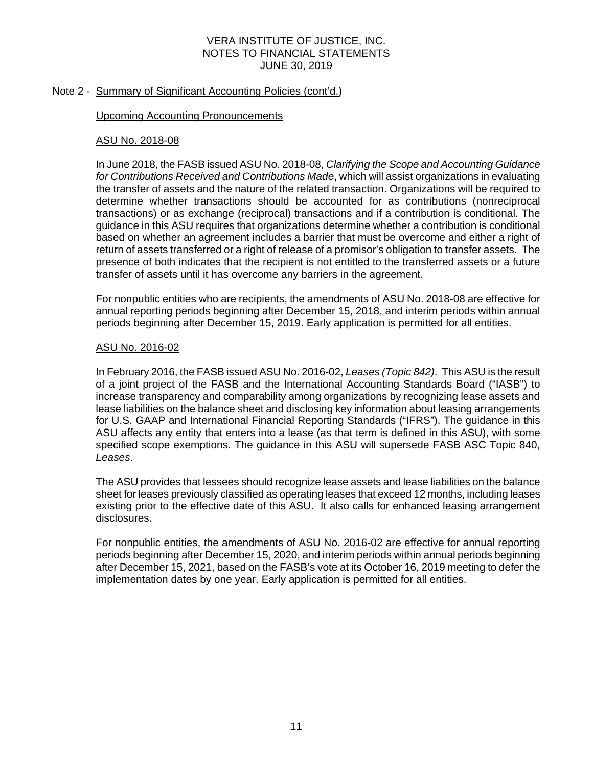Note 2 - Summary of Significant Accounting Policies (cont'd.)

Upcoming Accounting Pronouncements

ASU No. 2018-08

In June 2018, the FASB issued ASU No. 2018-08, *Clarifying the Scope and Accounting Guidance for Contributions Received and Contributions Made*, which will assist organizations in evaluating the transfer of assets and the nature of the related transaction. Organizations will be required to determine whether transactions should be accounted for as contributions (nonreciprocal transactions) or as exchange (reciprocal) transactions and if a contribution is conditional. The guidance in this ASU requires that organizations determine whether a contribution is conditional based on whether an agreement includes a barrier that must be overcome and either a right of return of assets transferred or a right of release of a promisor's obligation to transfer assets. The presence of both indicates that the recipient is not entitled to the transferred assets or a future transfer of assets until it has overcome any barriers in the agreement.

For nonpublic entities who are recipients, the amendments of ASU No. 2018-08 are effective for annual reporting periods beginning after December 15, 2018, and interim periods within annual periods beginning after December 15, 2019. Early application is permitted for all entities.

ASU No. 2016-02

In February 2016, the FASB issued ASU No. 2016-02, *Leases (Topic 842)*. This ASU is the result of a joint project of the FASB and the International Accounting Standards Board ("IASB") to increase transparency and comparability among organizations by recognizing lease assets and lease liabilities on the balance sheet and disclosing key information about leasing arrangements for U.S. GAAP and International Financial Reporting Standards ("IFRS"). The guidance in this ASU affects any entity that enters into a lease (as that term is defined in this ASU), with some specified scope exemptions. The guidance in this ASU will supersede FASB ASC Topic 840, *Leases*.

The ASU provides that lessees should recognize lease assets and lease liabilities on the balance sheet for leases previously classified as operating leases that exceed 12 months, including leases existing prior to the effective date of this ASU. It also calls for enhanced leasing arrangement disclosures.

For nonpublic entities, the amendments of ASU No. 2016-02 are effective for annual reporting periods beginning after December 15, 2020, and interim periods within annual periods beginning after December 15, 2021, based on the FASB's vote at its October 16, 2019 meeting to defer the implementation dates by one year. Early application is permitted for all entities.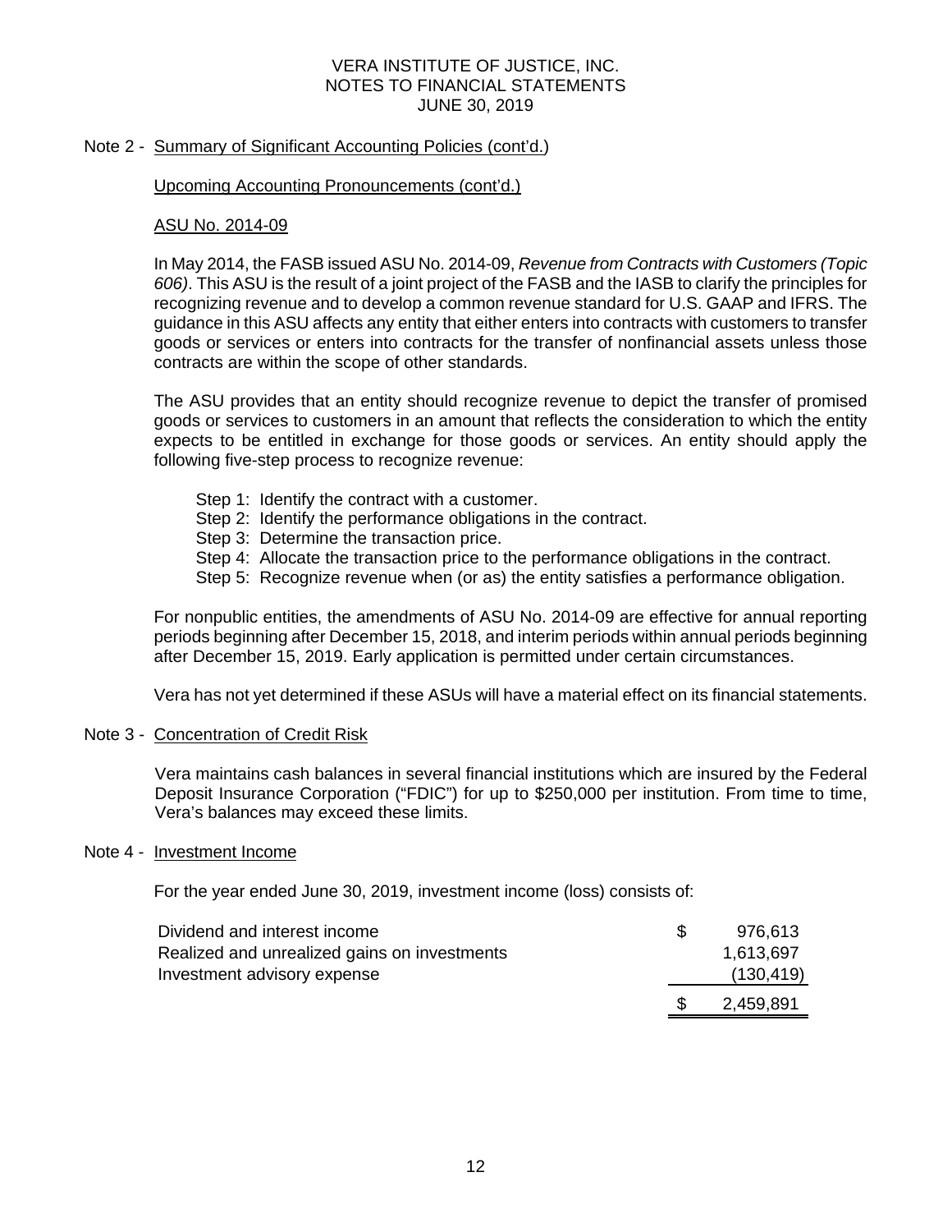VERA INSTITUTE OF JUSTICE, INC.
NOTES TO FINANCIAL STATEMENTS
JUNE 30, 2019

## Note 2 - Summary of Significant Accounting Policies (cont'd.)

### Upcoming Accounting Pronouncements (cont'd.)

### ASU No. 2014-09

In May 2014, the FASB issued ASU No. 2014-09, *Revenue from Contracts with Customers (Topic 606)*. This ASU is the result of a joint project of the FASB and the IASB to clarify the principles for recognizing revenue and to develop a common revenue standard for U.S. GAAP and IFRS. The guidance in this ASU affects any entity that either enters into contracts with customers to transfer goods or services or enters into contracts for the transfer of nonfinancial assets unless those contracts are within the scope of other standards.

The ASU provides that an entity should recognize revenue to depict the transfer of promised goods or services to customers in an amount that reflects the consideration to which the entity expects to be entitled in exchange for those goods or services. An entity should apply the following five-step process to recognize revenue:

- Step 1: Identify the contract with a customer.
- Step 2: Identify the performance obligations in the contract.
- Step 3: Determine the transaction price.
- Step 4: Allocate the transaction price to the performance obligations in the contract.
- Step 5: Recognize revenue when (or as) the entity satisfies a performance obligation.

For nonpublic entities, the amendments of ASU No. 2014-09 are effective for annual reporting periods beginning after December 15, 2018, and interim periods within annual periods beginning after December 15, 2019. Early application is permitted under certain circumstances.

Vera has not yet determined if these ASUs will have a material effect on its financial statements.

## Note 3 - Concentration of Credit Risk

Vera maintains cash balances in several financial institutions which are insured by the Federal Deposit Insurance Corporation ("FDIC") for up to $250,000 per institution. From time to time, Vera's balances may exceed these limits.

## Note 4 - Investment Income

For the year ended June 30, 2019, investment income (loss) consists of:

| | |
|---|---|
| Dividend and interest income | $ 976,613 |
| Realized and unrealized gains on investments | 1,613,697 |
| Investment advisory expense | (130,419) |
| | $ 2,459,891 |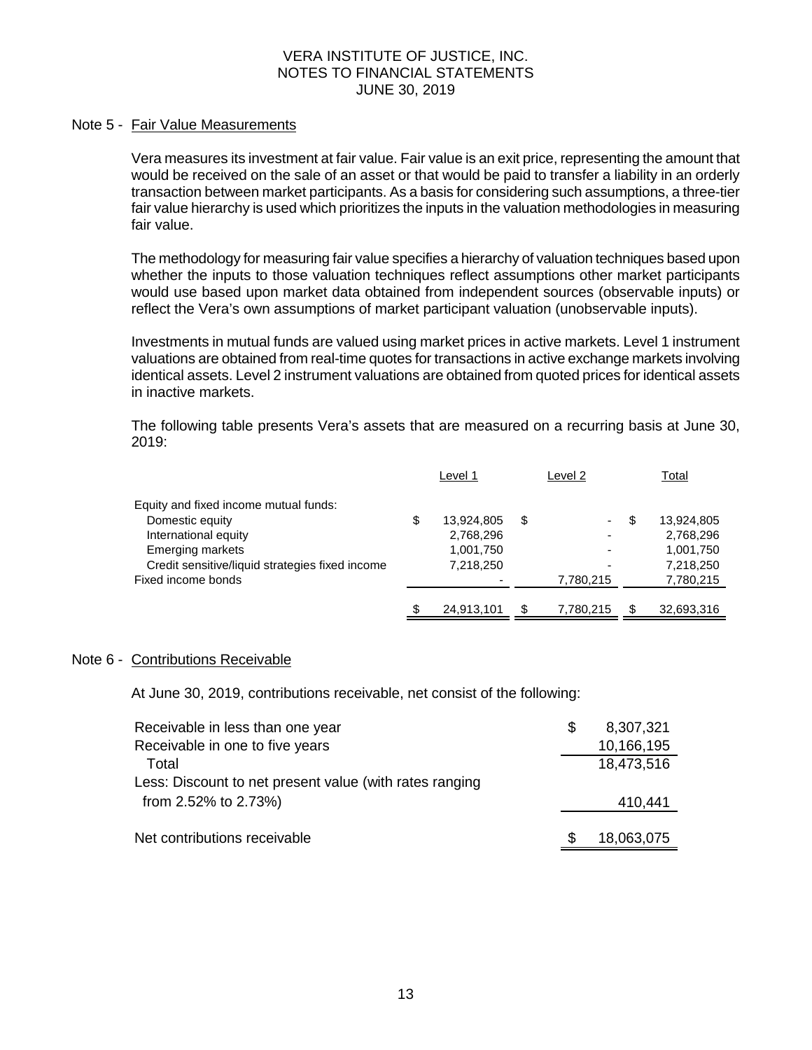VERA INSTITUTE OF JUSTICE, INC.
NOTES TO FINANCIAL STATEMENTS
JUNE 30, 2019

## Note 5 - Fair Value Measurements

Vera measures its investment at fair value. Fair value is an exit price, representing the amount that would be received on the sale of an asset or that would be paid to transfer a liability in an orderly transaction between market participants. As a basis for considering such assumptions, a three-tier fair value hierarchy is used which prioritizes the inputs in the valuation methodologies in measuring fair value.

The methodology for measuring fair value specifies a hierarchy of valuation techniques based upon whether the inputs to those valuation techniques reflect assumptions other market participants would use based upon market data obtained from independent sources (observable inputs) or reflect the Vera's own assumptions of market participant valuation (unobservable inputs).

Investments in mutual funds are valued using market prices in active markets. Level 1 instrument valuations are obtained from real-time quotes for transactions in active exchange markets involving identical assets. Level 2 instrument valuations are obtained from quoted prices for identical assets in inactive markets.

The following table presents Vera's assets that are measured on a recurring basis at June 30, 2019:

| | Level 1 | Level 2 | Total |
|---|---|---|---|
| Equity and fixed income mutual funds: | | | |
| Domestic equity | $ 13,924,805 | $ - | $ 13,924,805 |
| International equity | 2,768,296 | - | 2,768,296 |
| Emerging markets | 1,001,750 | - | 1,001,750 |
| Credit sensitive/liquid strategies fixed income | 7,218,250 | - | 7,218,250 |
| Fixed income bonds | - | 7,780,215 | 7,780,215 |
| | $ 24,913,101 | $ 7,780,215 | $ 32,693,316 |

## Note 6 - Contributions Receivable

At June 30, 2019, contributions receivable, net consist of the following:

| | |
|---|---|
| Receivable in less than one year | $ 8,307,321 |
| Receivable in one to five years | 10,166,195 |
| Total | 18,473,516 |
| Less: Discount to net present value (with rates ranging from 2.52% to 2.73%) | 410,441 |
| Net contributions receivable | $ 18,063,075 |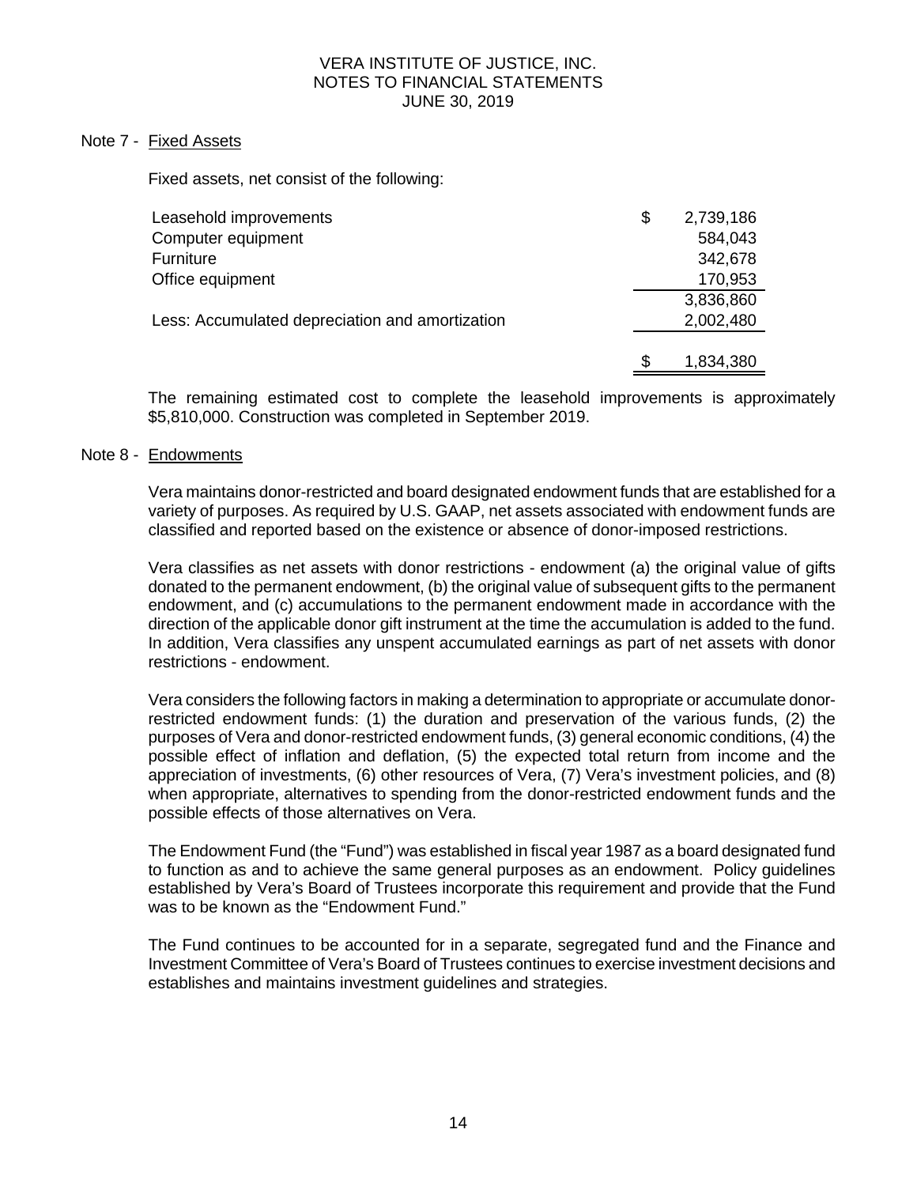## Note 7 - Fixed Assets

Fixed assets, net consist of the following:

| | |
|---|---|
| Leasehold improvements | $ 2,739,186 |
| Computer equipment | 584,043 |
| Furniture | 342,678 |
| Office equipment | 170,953 |
| | 3,836,860 |
| Less: Accumulated depreciation and amortization | 2,002,480 |
| | $ 1,834,380 |

The remaining estimated cost to complete the leasehold improvements is approximately $5,810,000. Construction was completed in September 2019.

## Note 8 - Endowments

Vera maintains donor-restricted and board designated endowment funds that are established for a variety of purposes. As required by U.S. GAAP, net assets associated with endowment funds are classified and reported based on the existence or absence of donor-imposed restrictions.

Vera classifies as net assets with donor restrictions - endowment (a) the original value of gifts donated to the permanent endowment, (b) the original value of subsequent gifts to the permanent endowment, and (c) accumulations to the permanent endowment made in accordance with the direction of the applicable donor gift instrument at the time the accumulation is added to the fund. In addition, Vera classifies any unspent accumulated earnings as part of net assets with donor restrictions - endowment.

Vera considers the following factors in making a determination to appropriate or accumulate donor-restricted endowment funds: (1) the duration and preservation of the various funds, (2) the purposes of Vera and donor-restricted endowment funds, (3) general economic conditions, (4) the possible effect of inflation and deflation, (5) the expected total return from income and the appreciation of investments, (6) other resources of Vera, (7) Vera's investment policies, and (8) when appropriate, alternatives to spending from the donor-restricted endowment funds and the possible effects of those alternatives on Vera.

The Endowment Fund (the "Fund") was established in fiscal year 1987 as a board designated fund to function as and to achieve the same general purposes as an endowment. Policy guidelines established by Vera's Board of Trustees incorporate this requirement and provide that the Fund was to be known as the "Endowment Fund."

The Fund continues to be accounted for in a separate, segregated fund and the Finance and Investment Committee of Vera's Board of Trustees continues to exercise investment decisions and establishes and maintains investment guidelines and strategies.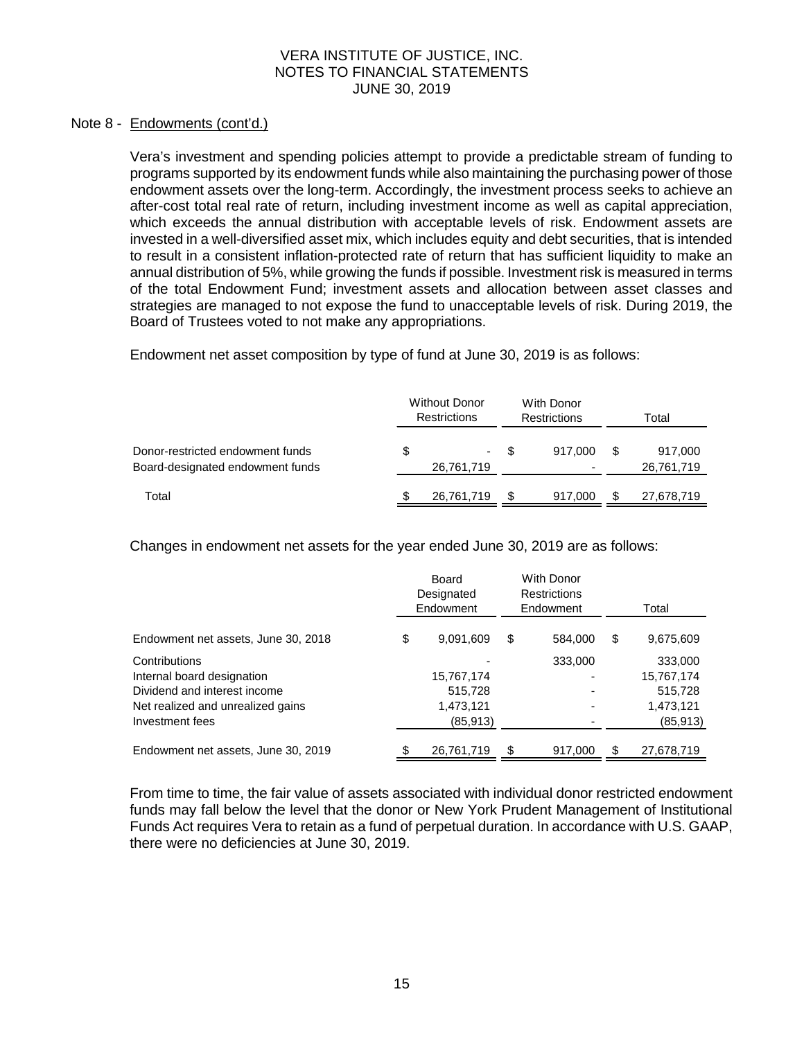Note 8 - Endowments (cont'd.)

Vera's investment and spending policies attempt to provide a predictable stream of funding to programs supported by its endowment funds while also maintaining the purchasing power of those endowment assets over the long-term. Accordingly, the investment process seeks to achieve an after-cost total real rate of return, including investment income as well as capital appreciation, which exceeds the annual distribution with acceptable levels of risk. Endowment assets are invested in a well-diversified asset mix, which includes equity and debt securities, that is intended to result in a consistent inflation-protected rate of return that has sufficient liquidity to make an annual distribution of 5%, while growing the funds if possible. Investment risk is measured in terms of the total Endowment Fund; investment assets and allocation between asset classes and strategies are managed to not expose the fund to unacceptable levels of risk. During 2019, the Board of Trustees voted to not make any appropriations.

Endowment net asset composition by type of fund at June 30, 2019 is as follows:

| | Without Donor Restrictions | With Donor Restrictions | Total |
|---|---|---|---|
| Donor-restricted endowment funds | $ - | $ 917,000 | $ 917,000 |
| Board-designated endowment funds | 26,761,719 | - | 26,761,719 |
| Total | $ 26,761,719 | $ 917,000 | $ 27,678,719 |

Changes in endowment net assets for the year ended June 30, 2019 are as follows:

| | Board Designated Endowment | With Donor Restrictions Endowment | Total |
|---|---|---|---|
| Endowment net assets, June 30, 2018 | $ 9,091,609 | $ 584,000 | $ 9,675,609 |
| Contributions | - | 333,000 | 333,000 |
| Internal board designation | 15,767,174 | - | 15,767,174 |
| Dividend and interest income | 515,728 | - | 515,728 |
| Net realized and unrealized gains | 1,473,121 | - | 1,473,121 |
| Investment fees | (85,913) | - | (85,913) |
| Endowment net assets, June 30, 2019 | $ 26,761,719 | $ 917,000 | $ 27,678,719 |

From time to time, the fair value of assets associated with individual donor restricted endowment funds may fall below the level that the donor or New York Prudent Management of Institutional Funds Act requires Vera to retain as a fund of perpetual duration. In accordance with U.S. GAAP, there were no deficiencies at June 30, 2019.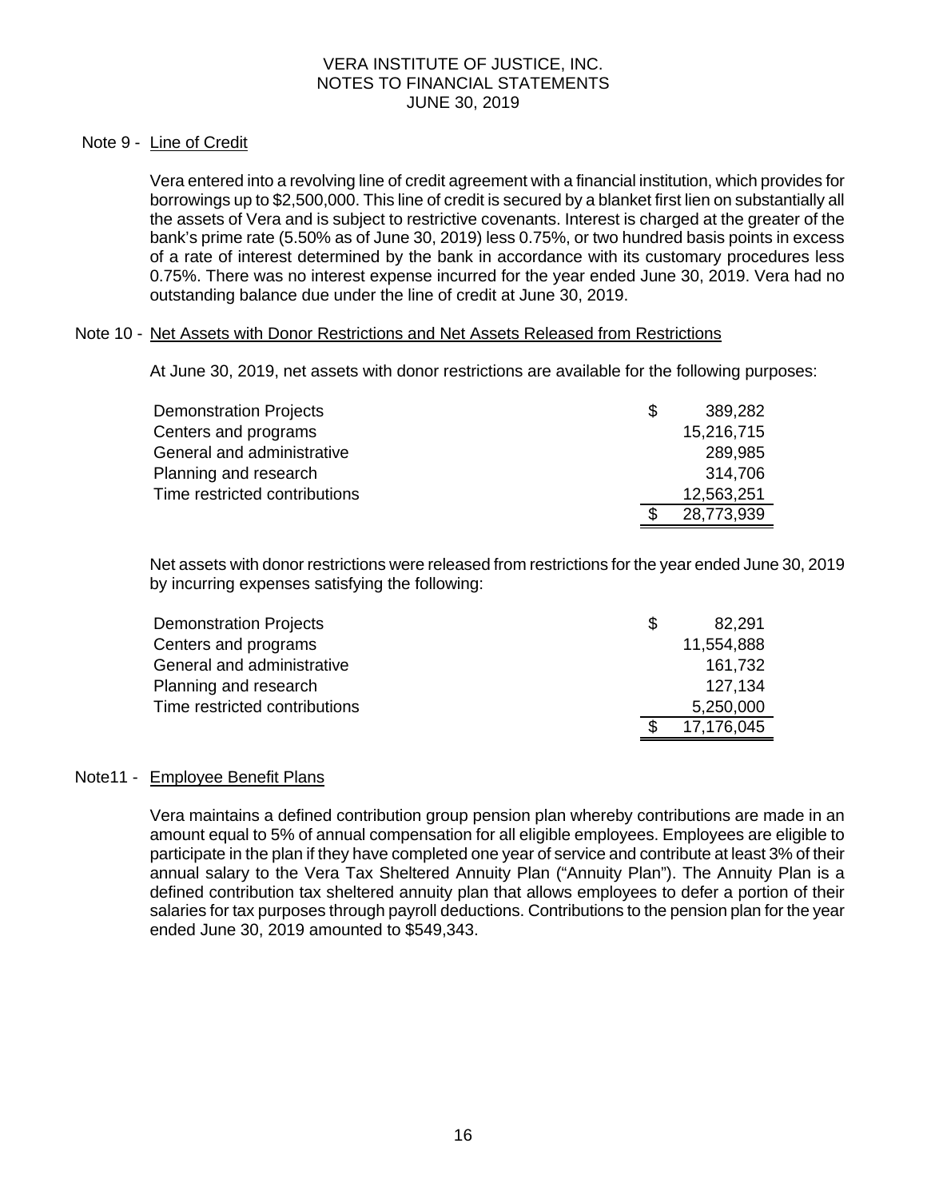# VERA INSTITUTE OF JUSTICE, INC.
# NOTES TO FINANCIAL STATEMENTS
# JUNE 30, 2019

## Note 9 - Line of Credit

Vera entered into a revolving line of credit agreement with a financial institution, which provides for borrowings up to $2,500,000. This line of credit is secured by a blanket first lien on substantially all the assets of Vera and is subject to restrictive covenants. Interest is charged at the greater of the bank's prime rate (5.50% as of June 30, 2019) less 0.75%, or two hundred basis points in excess of a rate of interest determined by the bank in accordance with its customary procedures less 0.75%. There was no interest expense incurred for the year ended June 30, 2019. Vera had no outstanding balance due under the line of credit at June 30, 2019.

## Note 10 - Net Assets with Donor Restrictions and Net Assets Released from Restrictions

At June 30, 2019, net assets with donor restrictions are available for the following purposes:

| | |
|---|---|
| Demonstration Projects | $ 389,282 |
| Centers and programs | 15,216,715 |
| General and administrative | 289,985 |
| Planning and research | 314,706 |
| Time restricted contributions | 12,563,251 |
| | $ 28,773,939 |

Net assets with donor restrictions were released from restrictions for the year ended June 30, 2019 by incurring expenses satisfying the following:

| | |
|---|---|
| Demonstration Projects | $ 82,291 |
| Centers and programs | 11,554,888 |
| General and administrative | 161,732 |
| Planning and research | 127,134 |
| Time restricted contributions | 5,250,000 |
| | $ 17,176,045 |

## Note11 - Employee Benefit Plans

Vera maintains a defined contribution group pension plan whereby contributions are made in an amount equal to 5% of annual compensation for all eligible employees. Employees are eligible to participate in the plan if they have completed one year of service and contribute at least 3% of their annual salary to the Vera Tax Sheltered Annuity Plan ("Annuity Plan"). The Annuity Plan is a defined contribution tax sheltered annuity plan that allows employees to defer a portion of their salaries for tax purposes through payroll deductions. Contributions to the pension plan for the year ended June 30, 2019 amounted to $549,343.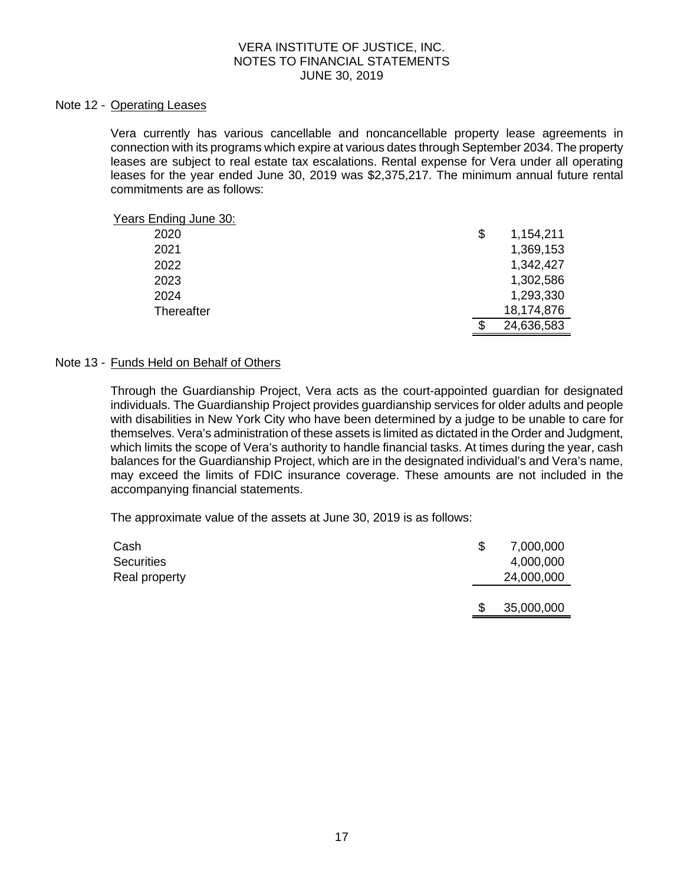VERA INSTITUTE OF JUSTICE, INC.
NOTES TO FINANCIAL STATEMENTS
JUNE 30, 2019

## Note 12 - Operating Leases

Vera currently has various cancellable and noncancellable property lease agreements in connection with its programs which expire at various dates through September 2034. The property leases are subject to real estate tax escalations. Rental expense for Vera under all operating leases for the year ended June 30, 2019 was $2,375,217. The minimum annual future rental commitments are as follows:

| Years Ending June 30: | |
|---|---|
| 2020 | $ 1,154,211 |
| 2021 | 1,369,153 |
| 2022 | 1,342,427 |
| 2023 | 1,302,586 |
| 2024 | 1,293,330 |
| Thereafter | 18,174,876 |
| | $ 24,636,583 |

## Note 13 - Funds Held on Behalf of Others

Through the Guardianship Project, Vera acts as the court-appointed guardian for designated individuals. The Guardianship Project provides guardianship services for older adults and people with disabilities in New York City who have been determined by a judge to be unable to care for themselves. Vera's administration of these assets is limited as dictated in the Order and Judgment, which limits the scope of Vera's authority to handle financial tasks. At times during the year, cash balances for the Guardianship Project, which are in the designated individual's and Vera's name, may exceed the limits of FDIC insurance coverage. These amounts are not included in the accompanying financial statements.

The approximate value of the assets at June 30, 2019 is as follows:

| | |
|---|---|
| Cash | $ 7,000,000 |
| Securities | 4,000,000 |
| Real property | 24,000,000 |
| | $ 35,000,000 |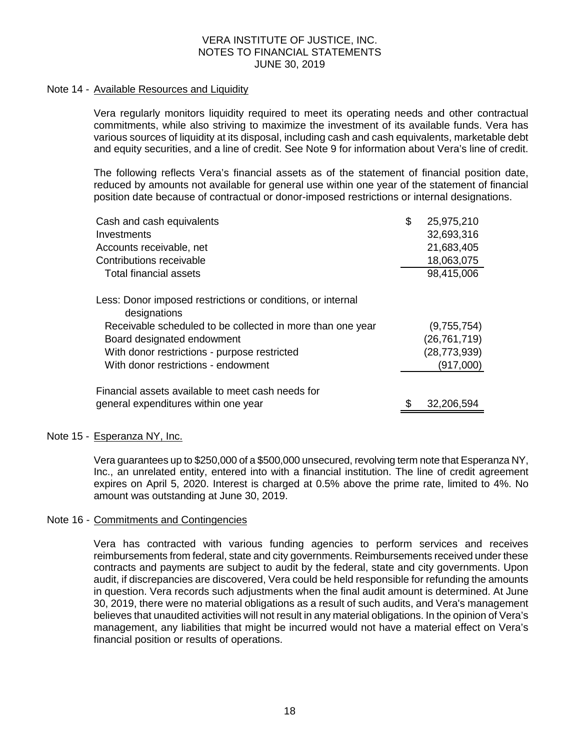VERA INSTITUTE OF JUSTICE, INC.
NOTES TO FINANCIAL STATEMENTS
JUNE 30, 2019

## Note 14 - Available Resources and Liquidity

Vera regularly monitors liquidity required to meet its operating needs and other contractual commitments, while also striving to maximize the investment of its available funds. Vera has various sources of liquidity at its disposal, including cash and cash equivalents, marketable debt and equity securities, and a line of credit. See Note 9 for information about Vera's line of credit.

The following reflects Vera's financial assets as of the statement of financial position date, reduced by amounts not available for general use within one year of the statement of financial position date because of contractual or donor-imposed restrictions or internal designations.

| | |
|---|---|
| Cash and cash equivalents | $ 25,975,210 |
| Investments | 32,693,316 |
| Accounts receivable, net | 21,683,405 |
| Contributions receivable | 18,063,075 |
| Total financial assets | 98,415,006 |
| Less: Donor imposed restrictions or conditions, or internal designations | |
| Receivable scheduled to be collected in more than one year | (9,755,754) |
| Board designated endowment | (26,761,719) |
| With donor restrictions - purpose restricted | (28,773,939) |
| With donor restrictions - endowment | (917,000) |
| Financial assets available to meet cash needs for general expenditures within one year | $ 32,206,594 |

## Note 15 - Esperanza NY, Inc.

Vera guarantees up to $250,000 of a $500,000 unsecured, revolving term note that Esperanza NY, Inc., an unrelated entity, entered into with a financial institution. The line of credit agreement expires on April 5, 2020. Interest is charged at 0.5% above the prime rate, limited to 4%. No amount was outstanding at June 30, 2019.

## Note 16 - Commitments and Contingencies

Vera has contracted with various funding agencies to perform services and receives reimbursements from federal, state and city governments. Reimbursements received under these contracts and payments are subject to audit by the federal, state and city governments. Upon audit, if discrepancies are discovered, Vera could be held responsible for refunding the amounts in question. Vera records such adjustments when the final audit amount is determined. At June 30, 2019, there were no material obligations as a result of such audits, and Vera's management believes that unaudited activities will not result in any material obligations. In the opinion of Vera's management, any liabilities that might be incurred would not have a material effect on Vera's financial position or results of operations.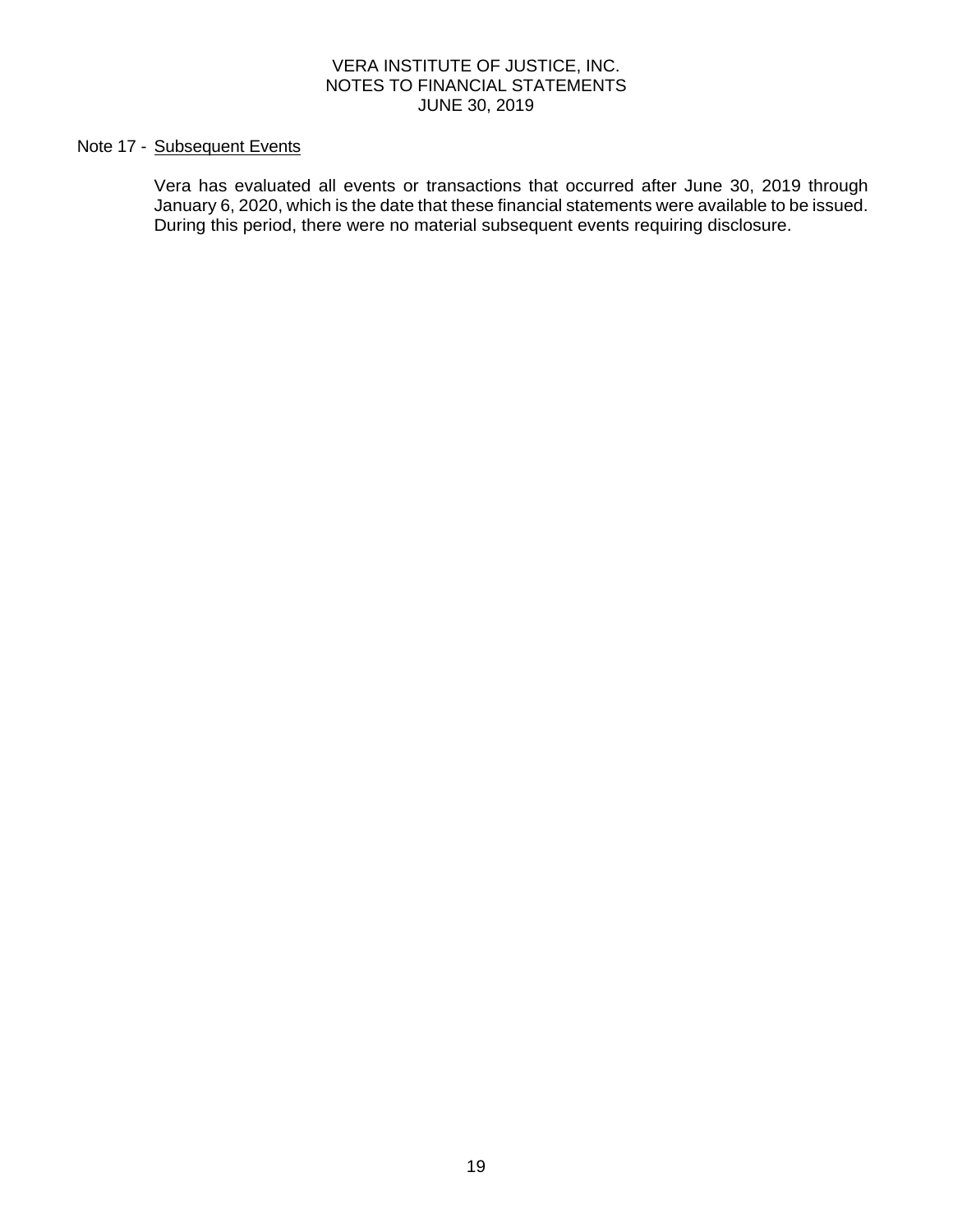Note 17 - Subsequent Events

Vera has evaluated all events or transactions that occurred after June 30, 2019 through January 6, 2020, which is the date that these financial statements were available to be issued. During this period, there were no material subsequent events requiring disclosure.